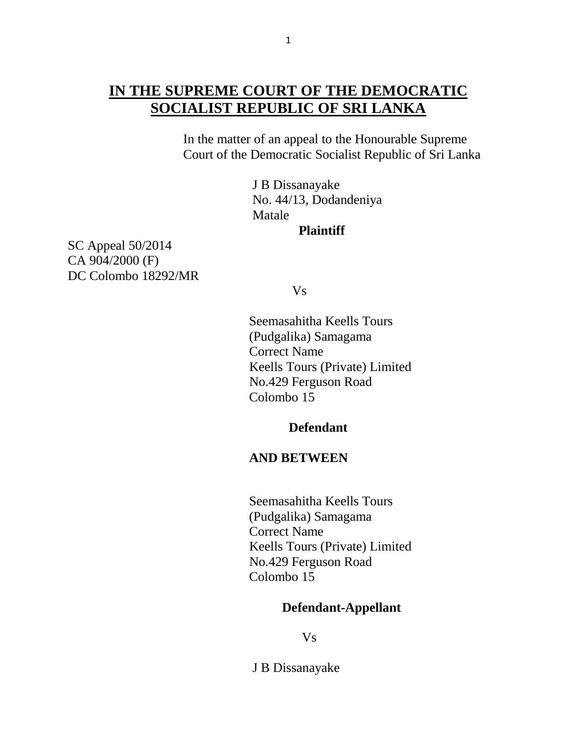# IN THE SUPREME COURT OF THE DEMOCRATIC SOCIALIST REPUBLIC OF SRI LANKA

In the matter of an appeal to the Honourable Supreme Court of the Democratic Socialist Republic of Sri Lanka

J B Dissanayake
No. 44/13, Dodandeniya
Matale

**Plaintiff**

SC Appeal 50/2014
CA 904/2000 (F)
DC Colombo 18292/MR

Vs

Seemasahitha Keells Tours
(Pudgalika) Samagama
Correct Name
Keells Tours (Private) Limited
No.429 Ferguson Road
Colombo 15

**Defendant**

**AND BETWEEN**

Seemasahitha Keells Tours
(Pudgalika) Samagama
Correct Name
Keells Tours (Private) Limited
No.429 Ferguson Road
Colombo 15

**Defendant-Appellant**

Vs

J B Dissanayake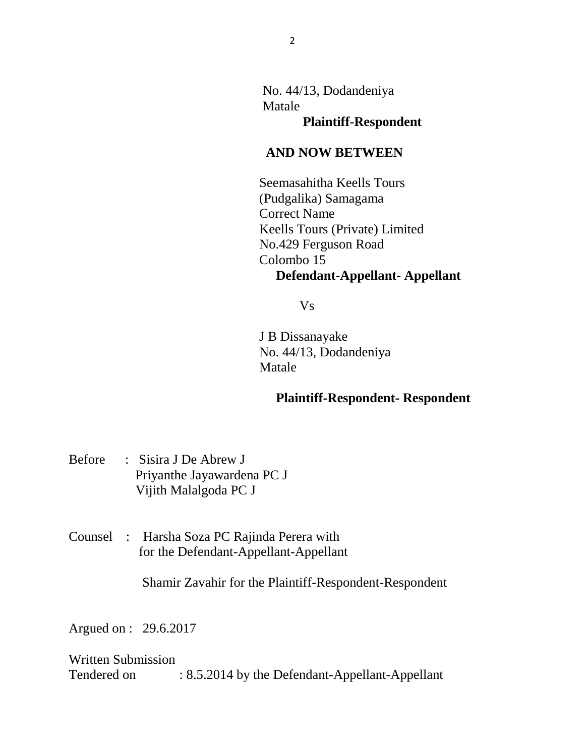No. 44/13, Dodandeniya
Matale
**Plaintiff-Respondent**

**AND NOW BETWEEN**

Seemasahitha Keells Tours
(Pudgalika) Samagama
Correct Name
Keells Tours (Private) Limited
No.429 Ferguson Road
Colombo 15
**Defendant-Appellant- Appellant**

Vs

J B Dissanayake
No. 44/13, Dodandeniya
Matale

**Plaintiff-Respondent- Respondent**

Before : Sisira J De Abrew J
Priyanthe Jayawardena PC J
Vijith Malalgoda PC J

Counsel : Harsha Soza PC Rajinda Perera with
for the Defendant-Appellant-Appellant

Shamir Zavahir for the Plaintiff-Respondent-Respondent

Argued on : 29.6.2017

Written Submission
Tendered on : 8.5.2014 by the Defendant-Appellant-Appellant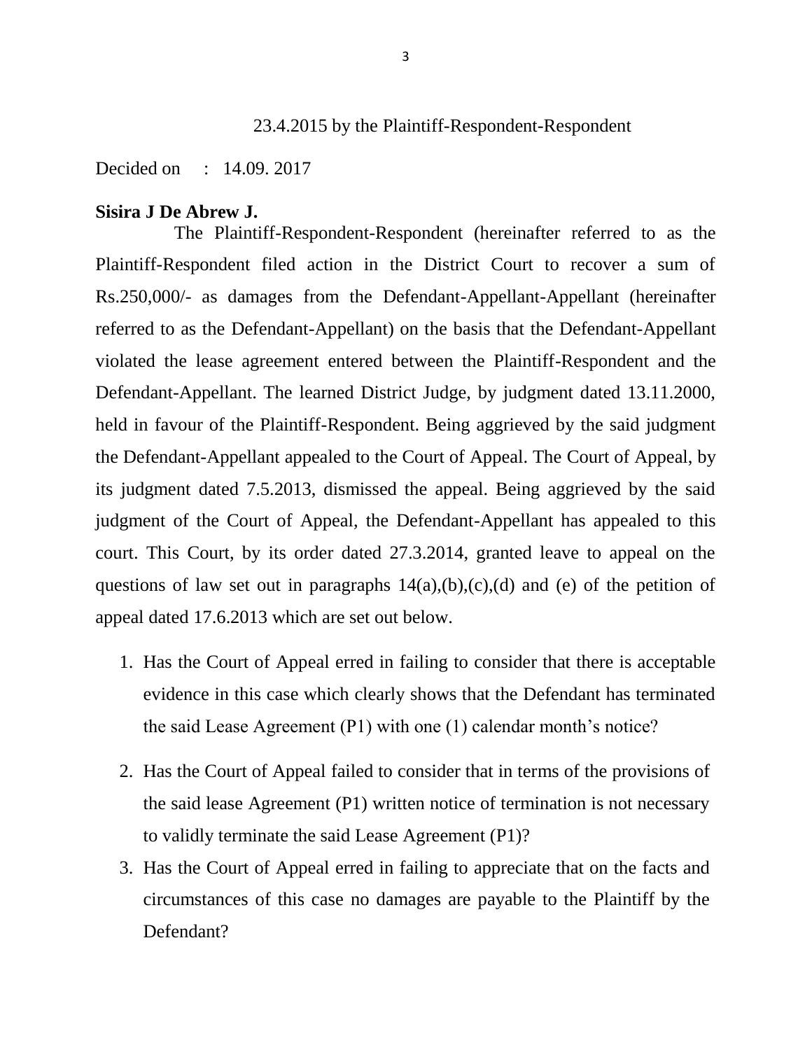23.4.2015 by the Plaintiff-Respondent-Respondent

Decided on : 14.09. 2017

**Sisira J De Abrew J.**

The Plaintiff-Respondent-Respondent (hereinafter referred to as the Plaintiff-Respondent filed action in the District Court to recover a sum of Rs.250,000/- as damages from the Defendant-Appellant-Appellant (hereinafter referred to as the Defendant-Appellant) on the basis that the Defendant-Appellant violated the lease agreement entered between the Plaintiff-Respondent and the Defendant-Appellant. The learned District Judge, by judgment dated 13.11.2000, held in favour of the Plaintiff-Respondent. Being aggrieved by the said judgment the Defendant-Appellant appealed to the Court of Appeal. The Court of Appeal, by its judgment dated 7.5.2013, dismissed the appeal. Being aggrieved by the said judgment of the Court of Appeal, the Defendant-Appellant has appealed to this court. This Court, by its order dated 27.3.2014, granted leave to appeal on the questions of law set out in paragraphs 14(a),(b),(c),(d) and (e) of the petition of appeal dated 17.6.2013 which are set out below.

1. Has the Court of Appeal erred in failing to consider that there is acceptable evidence in this case which clearly shows that the Defendant has terminated the said Lease Agreement (P1) with one (1) calendar month's notice?
2. Has the Court of Appeal failed to consider that in terms of the provisions of the said lease Agreement (P1) written notice of termination is not necessary to validly terminate the said Lease Agreement (P1)?
3. Has the Court of Appeal erred in failing to appreciate that on the facts and circumstances of this case no damages are payable to the Plaintiff by the Defendant?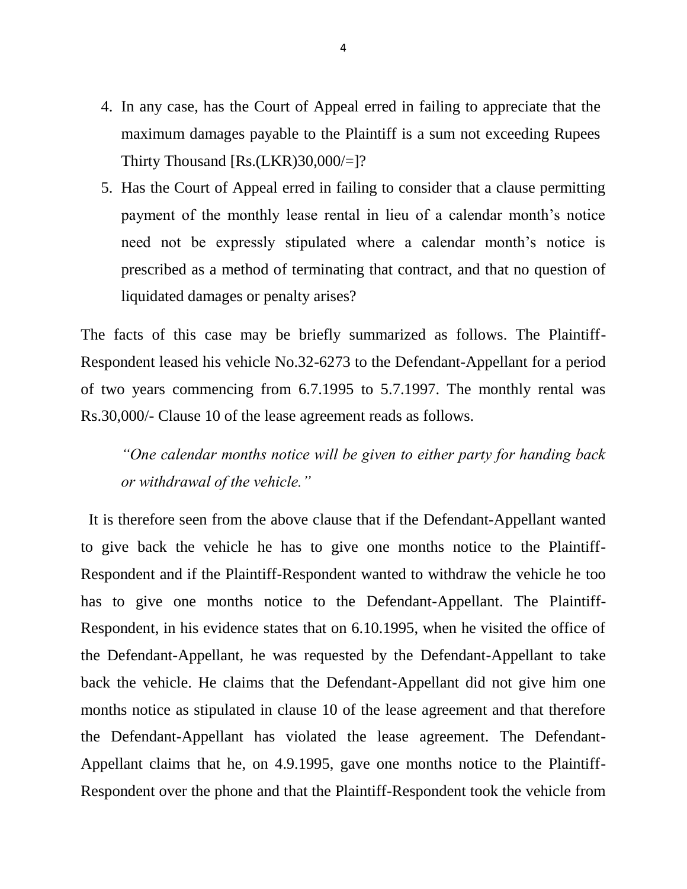4. In any case, has the Court of Appeal erred in failing to appreciate that the maximum damages payable to the Plaintiff is a sum not exceeding Rupees Thirty Thousand [Rs.(LKR)30,000/=]?
5. Has the Court of Appeal erred in failing to consider that a clause permitting payment of the monthly lease rental in lieu of a calendar month's notice need not be expressly stipulated where a calendar month's notice is prescribed as a method of terminating that contract, and that no question of liquidated damages or penalty arises?

The facts of this case may be briefly summarized as follows. The Plaintiff-Respondent leased his vehicle No.32-6273 to the Defendant-Appellant for a period of two years commencing from 6.7.1995 to 5.7.1997. The monthly rental was Rs.30,000/- Clause 10 of the lease agreement reads as follows.

> *"One calendar months notice will be given to either party for handing back or withdrawal of the vehicle."*

It is therefore seen from the above clause that if the Defendant-Appellant wanted to give back the vehicle he has to give one months notice to the Plaintiff-Respondent and if the Plaintiff-Respondent wanted to withdraw the vehicle he too has to give one months notice to the Defendant-Appellant. The Plaintiff-Respondent, in his evidence states that on 6.10.1995, when he visited the office of the Defendant-Appellant, he was requested by the Defendant-Appellant to take back the vehicle. He claims that the Defendant-Appellant did not give him one months notice as stipulated in clause 10 of the lease agreement and that therefore the Defendant-Appellant has violated the lease agreement. The Defendant-Appellant claims that he, on 4.9.1995, gave one months notice to the Plaintiff-Respondent over the phone and that the Plaintiff-Respondent took the vehicle from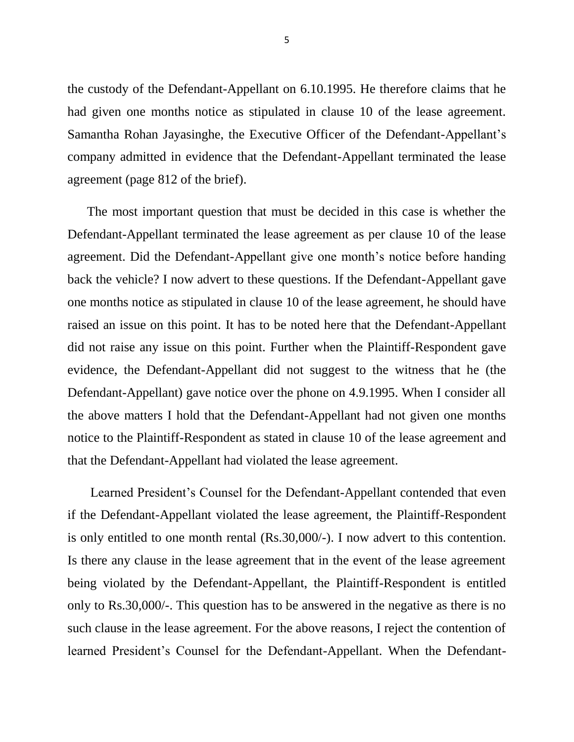the custody of the Defendant-Appellant on 6.10.1995. He therefore claims that he had given one months notice as stipulated in clause 10 of the lease agreement. Samantha Rohan Jayasinghe, the Executive Officer of the Defendant-Appellant's company admitted in evidence that the Defendant-Appellant terminated the lease agreement (page 812 of the brief).

The most important question that must be decided in this case is whether the Defendant-Appellant terminated the lease agreement as per clause 10 of the lease agreement. Did the Defendant-Appellant give one month's notice before handing back the vehicle? I now advert to these questions. If the Defendant-Appellant gave one months notice as stipulated in clause 10 of the lease agreement, he should have raised an issue on this point. It has to be noted here that the Defendant-Appellant did not raise any issue on this point. Further when the Plaintiff-Respondent gave evidence, the Defendant-Appellant did not suggest to the witness that he (the Defendant-Appellant) gave notice over the phone on 4.9.1995. When I consider all the above matters I hold that the Defendant-Appellant had not given one months notice to the Plaintiff-Respondent as stated in clause 10 of the lease agreement and that the Defendant-Appellant had violated the lease agreement.

Learned President's Counsel for the Defendant-Appellant contended that even if the Defendant-Appellant violated the lease agreement, the Plaintiff-Respondent is only entitled to one month rental (Rs.30,000/-). I now advert to this contention. Is there any clause in the lease agreement that in the event of the lease agreement being violated by the Defendant-Appellant, the Plaintiff-Respondent is entitled only to Rs.30,000/-. This question has to be answered in the negative as there is no such clause in the lease agreement. For the above reasons, I reject the contention of learned President's Counsel for the Defendant-Appellant. When the Defendant-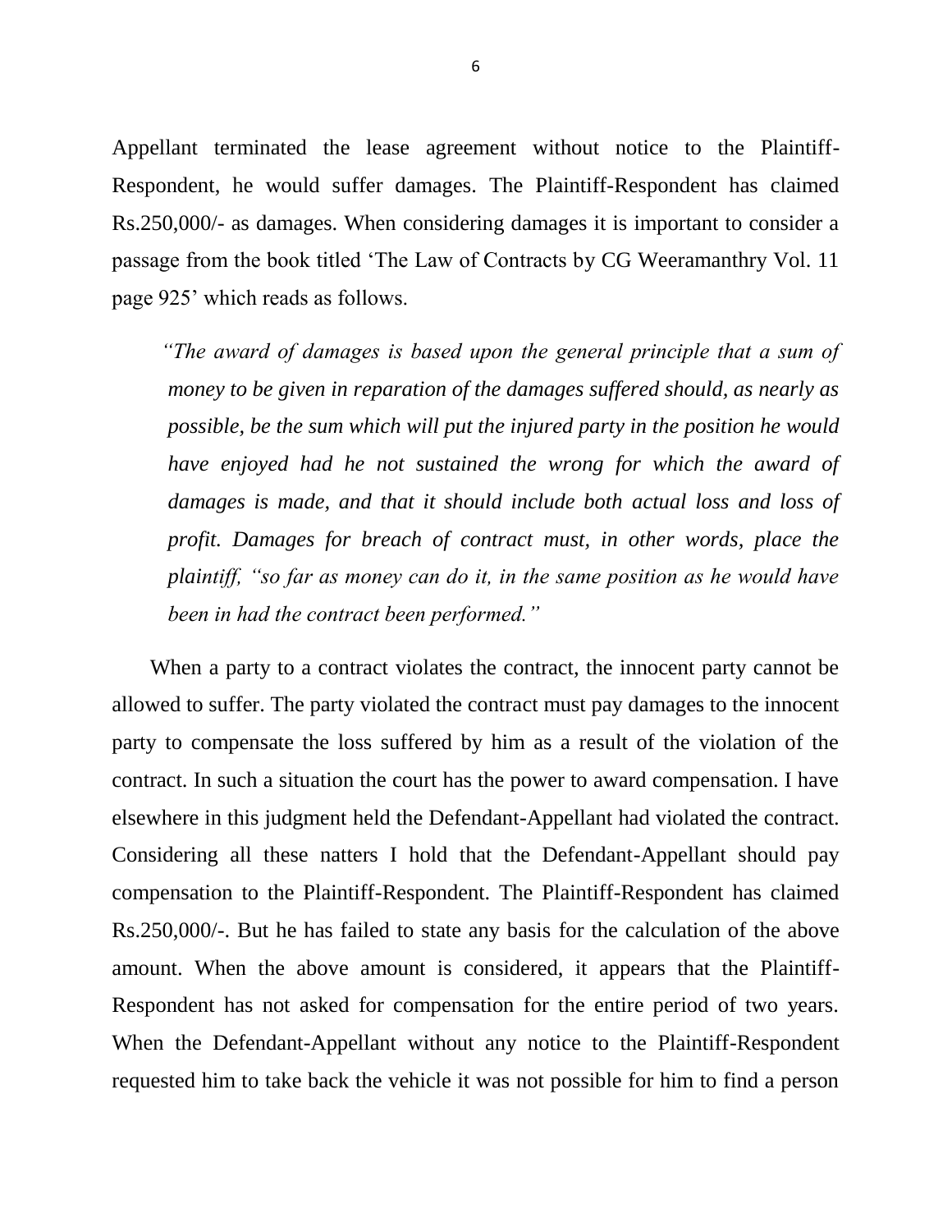Appellant terminated the lease agreement without notice to the Plaintiff-Respondent, he would suffer damages. The Plaintiff-Respondent has claimed Rs.250,000/- as damages. When considering damages it is important to consider a passage from the book titled 'The Law of Contracts by CG Weeramanthry Vol. 11 page 925' which reads as follows.

> *"The award of damages is based upon the general principle that a sum of money to be given in reparation of the damages suffered should, as nearly as possible, be the sum which will put the injured party in the position he would have enjoyed had he not sustained the wrong for which the award of damages is made, and that it should include both actual loss and loss of profit. Damages for breach of contract must, in other words, place the plaintiff, "so far as money can do it, in the same position as he would have been in had the contract been performed."*

When a party to a contract violates the contract, the innocent party cannot be allowed to suffer. The party violated the contract must pay damages to the innocent party to compensate the loss suffered by him as a result of the violation of the contract. In such a situation the court has the power to award compensation. I have elsewhere in this judgment held the Defendant-Appellant had violated the contract. Considering all these natters I hold that the Defendant-Appellant should pay compensation to the Plaintiff-Respondent. The Plaintiff-Respondent has claimed Rs.250,000/-. But he has failed to state any basis for the calculation of the above amount. When the above amount is considered, it appears that the Plaintiff-Respondent has not asked for compensation for the entire period of two years. When the Defendant-Appellant without any notice to the Plaintiff-Respondent requested him to take back the vehicle it was not possible for him to find a person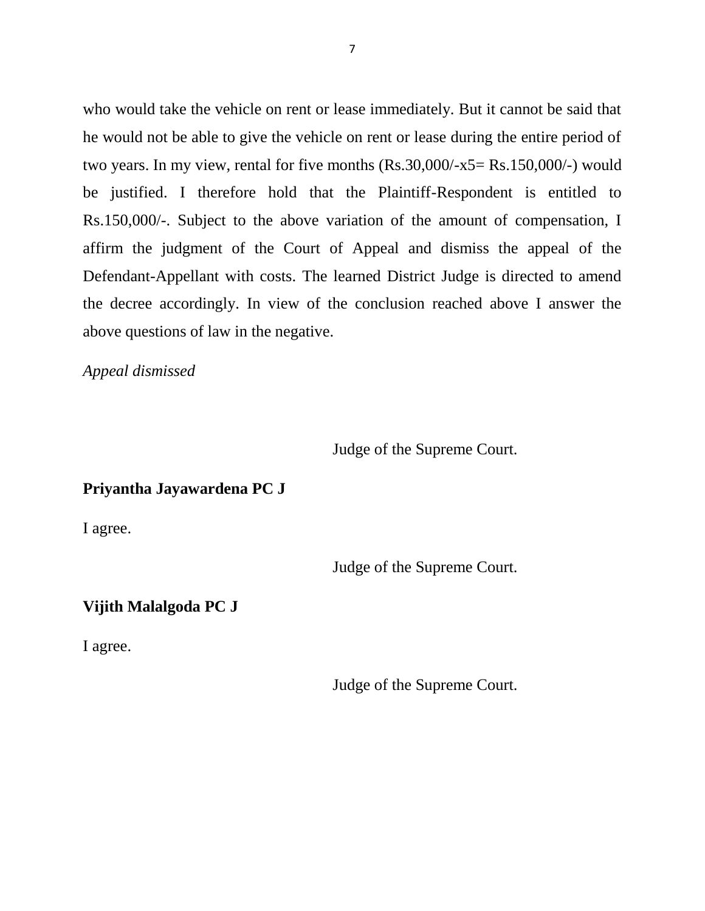who would take the vehicle on rent or lease immediately. But it cannot be said that he would not be able to give the vehicle on rent or lease during the entire period of two years. In my view, rental for five months (Rs.30,000/-x5= Rs.150,000/-) would be justified. I therefore hold that the Plaintiff-Respondent is entitled to Rs.150,000/-. Subject to the above variation of the amount of compensation, I affirm the judgment of the Court of Appeal and dismiss the appeal of the Defendant-Appellant with costs. The learned District Judge is directed to amend the decree accordingly. In view of the conclusion reached above I answer the above questions of law in the negative.

*Appeal dismissed*

Judge of the Supreme Court.

**Priyantha Jayawardena PC J**

I agree.

Judge of the Supreme Court.

**Vijith Malalgoda PC J**

I agree.

Judge of the Supreme Court.